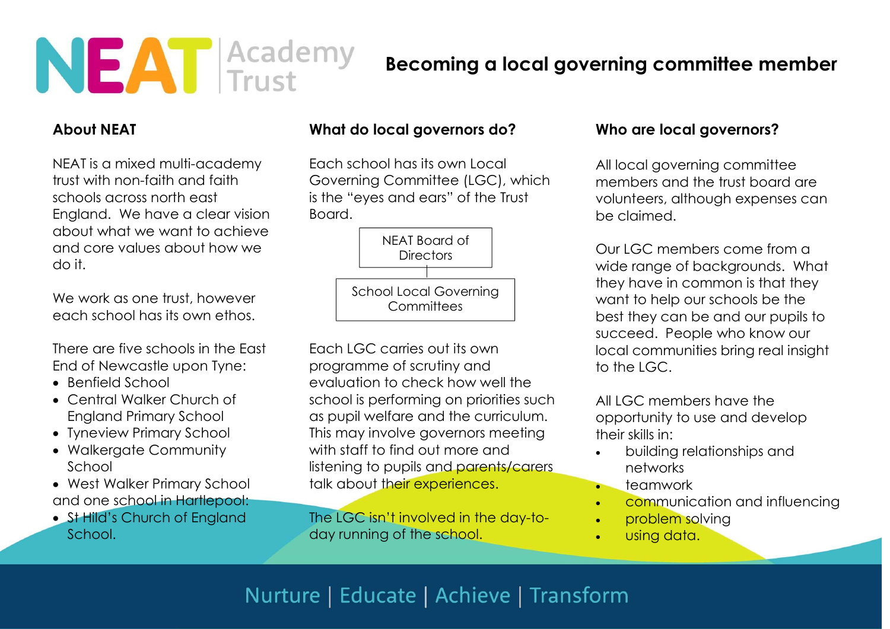# NEAT Academy Trust

# Becoming a local governing committee member

## About NEAT

NEAT is a mixed multi-academy trust with non-faith and faith schools across north east England. We have a clear vision about what we want to achieve and core values about how we do it.

We work as one trust, however each school has its own ethos.

There are five schools in the East End of Newcastle upon Tyne:

- Benfield School
- Central Walker Church of England Primary School
- Tyneview Primary School
- Walkergate Community School
- West Walker Primary School

and one school in Hartlepool:

- St Hild's Church of England School.

## What do local governors do?

Each school has its own Local Governing Committee (LGC), which is the "eyes and ears" of the Trust Board.

NEAT Board of Directors

↓

School Local Governing Committees

Each LGC carries out its own programme of scrutiny and evaluation to check how well the school is performing on priorities such as pupil welfare and the curriculum. This may involve governors meeting with staff to find out more and listening to pupils and parents/carers talk about their experiences.

The LGC isn't involved in the day-to-day running of the school.

## Who are local governors?

All local governing committee members and the trust board are volunteers, although expenses can be claimed.

Our LGC members come from a wide range of backgrounds. What they have in common is that they want to help our schools be the best they can be and our pupils to succeed. People who know our local communities bring real insight to the LGC.

All LGC members have the opportunity to use and develop their skills in:

- building relationships and networks
- teamwork
- communication and influencing
- problem solving
- using data.

Nurture | Educate | Achieve | Transform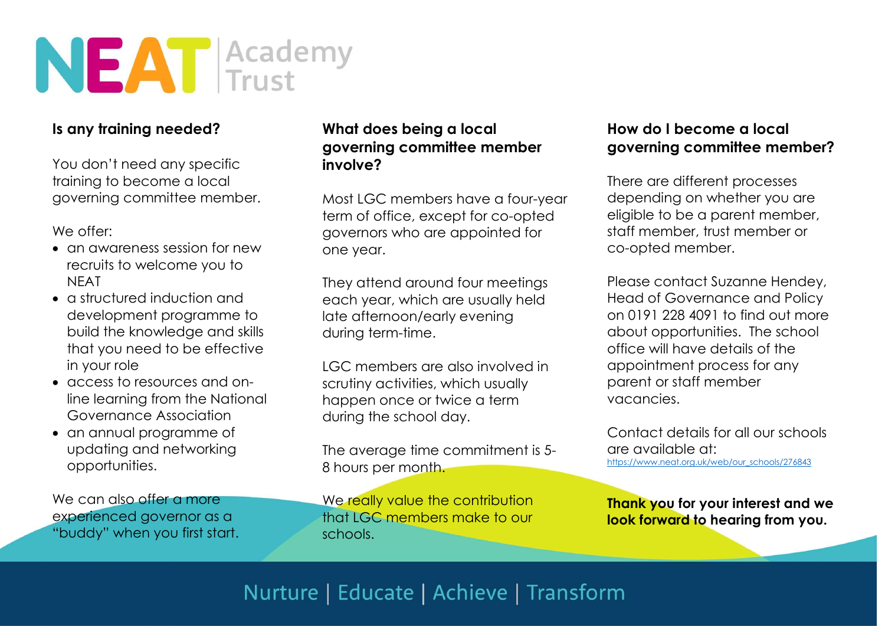NEAT Academy Trust

## Is any training needed?

You don't need any specific training to become a local governing committee member.

We offer:

- an awareness session for new recruits to welcome you to NEAT
- a structured induction and development programme to build the knowledge and skills that you need to be effective in your role
- access to resources and on-line learning from the National Governance Association
- an annual programme of updating and networking opportunities.

We can also offer a more experienced governor as a "buddy" when you first start.

## What does being a local governing committee member involve?

Most LGC members have a four-year term of office, except for co-opted governors who are appointed for one year.

They attend around four meetings each year, which are usually held late afternoon/early evening during term-time.

LGC members are also involved in scrutiny activities, which usually happen once or twice a term during the school day.

The average time commitment is 5-8 hours per month.

We really value the contribution that LGC members make to our schools.

## How do I become a local governing committee member?

There are different processes depending on whether you are eligible to be a parent member, staff member, trust member or co-opted member.

Please contact Suzanne Hendey, Head of Governance and Policy on 0191 228 4091 to find out more about opportunities. The school office will have details of the appointment process for any parent or staff member vacancies.

Contact details for all our schools are available at:
https://www.neat.org.uk/web/our_schools/276843

**Thank you for your interest and we look forward to hearing from you.**

Nurture | Educate | Achieve | Transform